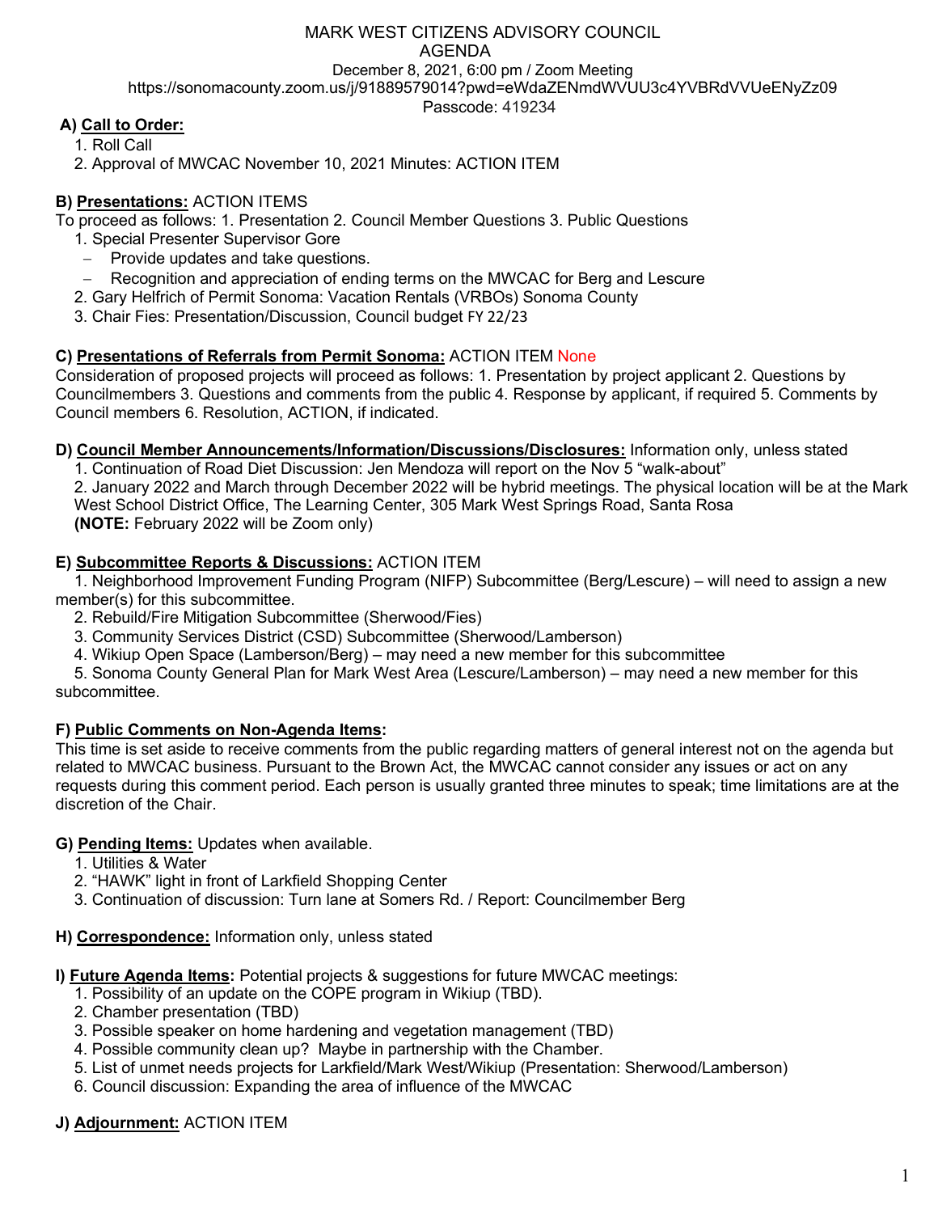# MARK WEST CITIZENS ADVISORY COUNCIL
## AGENDA

December 8, 2021, 6:00 pm / Zoom Meeting
https://sonomacounty.zoom.us/j/91889579014?pwd=eWdaZENmdWVUU3c4YVBRdVVUeENyZz09
Passcode: 419234

**A) Call to Order:**

1. Roll Call
2. Approval of MWCAC November 10, 2021 Minutes: ACTION ITEM

**B) Presentations:** ACTION ITEMS

To proceed as follows: 1. Presentation 2. Council Member Questions 3. Public Questions

1. Special Presenter Supervisor Gore
   - Provide updates and take questions.
   - Recognition and appreciation of ending terms on the MWCAC for Berg and Lescure
2. Gary Helfrich of Permit Sonoma: Vacation Rentals (VRBOs) Sonoma County
3. Chair Fies: Presentation/Discussion, Council budget FY 22/23

**C) Presentations of Referrals from Permit Sonoma:** ACTION ITEM None

Consideration of proposed projects will proceed as follows: 1. Presentation by project applicant 2. Questions by Councilmembers 3. Questions and comments from the public 4. Response by applicant, if required 5. Comments by Council members 6. Resolution, ACTION, if indicated.

**D) Council Member Announcements/Information/Discussions/Disclosures:** Information only, unless stated

1. Continuation of Road Diet Discussion: Jen Mendoza will report on the Nov 5 "walk-about"
2. January 2022 and March through December 2022 will be hybrid meetings. The physical location will be at the Mark West School District Office, The Learning Center, 305 Mark West Springs Road, Santa Rosa
   **(NOTE:** February 2022 will be Zoom only)

**E) Subcommittee Reports & Discussions:** ACTION ITEM

1. Neighborhood Improvement Funding Program (NIFP) Subcommittee (Berg/Lescure) – will need to assign a new member(s) for this subcommittee.
2. Rebuild/Fire Mitigation Subcommittee (Sherwood/Fies)
3. Community Services District (CSD) Subcommittee (Sherwood/Lamberson)
4. Wikiup Open Space (Lamberson/Berg) – may need a new member for this subcommittee
5. Sonoma County General Plan for Mark West Area (Lescure/Lamberson) – may need a new member for this subcommittee.

**F) Public Comments on Non-Agenda Items:**

This time is set aside to receive comments from the public regarding matters of general interest not on the agenda but related to MWCAC business. Pursuant to the Brown Act, the MWCAC cannot consider any issues or act on any requests during this comment period. Each person is usually granted three minutes to speak; time limitations are at the discretion of the Chair.

**G) Pending Items:** Updates when available.

1. Utilities & Water
2. "HAWK" light in front of Larkfield Shopping Center
3. Continuation of discussion: Turn lane at Somers Rd. / Report: Councilmember Berg

**H) Correspondence:** Information only, unless stated

**I) Future Agenda Items:** Potential projects & suggestions for future MWCAC meetings:

1. Possibility of an update on the COPE program in Wikiup (TBD).
2. Chamber presentation (TBD)
3. Possible speaker on home hardening and vegetation management (TBD)
4. Possible community clean up? Maybe in partnership with the Chamber.
5. List of unmet needs projects for Larkfield/Mark West/Wikiup (Presentation: Sherwood/Lamberson)
6. Council discussion: Expanding the area of influence of the MWCAC

**J) Adjournment:** ACTION ITEM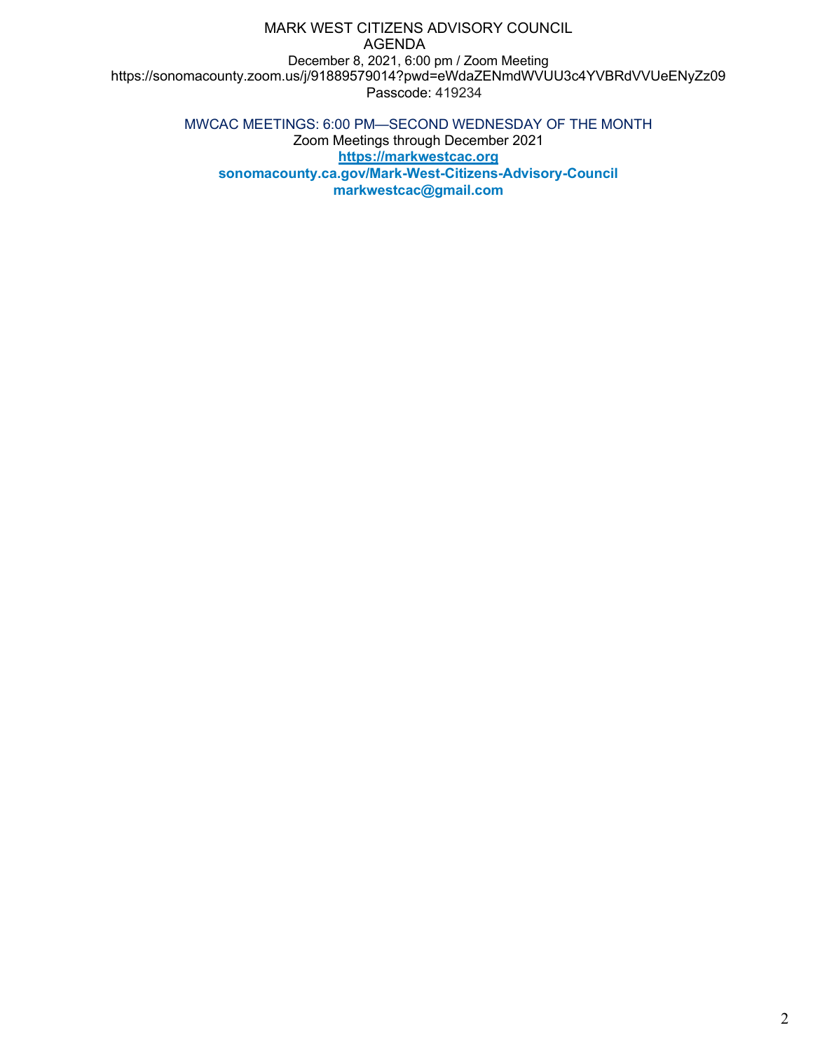MARK WEST CITIZENS ADVISORY COUNCIL
AGENDA
December 8, 2021, 6:00 pm / Zoom Meeting
https://sonomacounty.zoom.us/j/91889579014?pwd=eWdaZENmdWVUU3c4YVBRdVVUeENyZz09
Passcode: 419234

MWCAC MEETINGS: 6:00 PM—SECOND WEDNESDAY OF THE MONTH
Zoom Meetings through December 2021
**https://markwestcac.org**
**sonomacounty.ca.gov/Mark-West-Citizens-Advisory-Council**
**markwestcac@gmail.com**